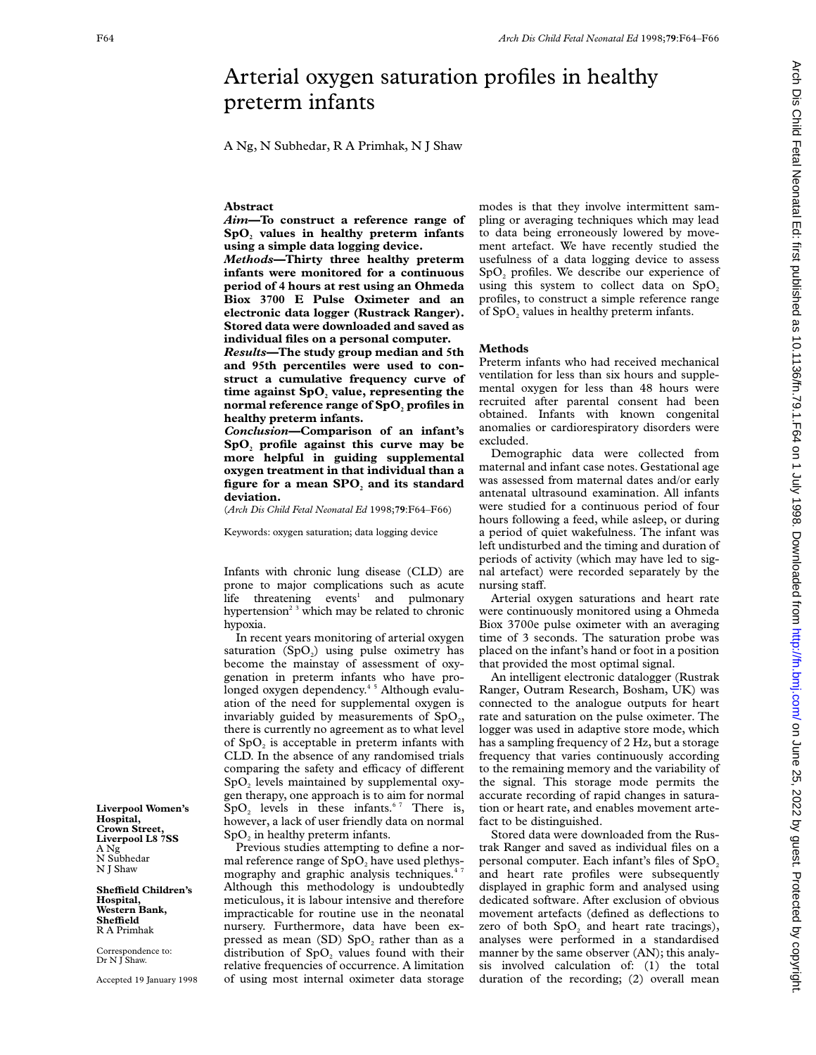# Arterial oxygen saturation profiles in healthy preterm infants

A Ng, N Subhedar, R A Primhak, N J Shaw

Liverpool Women's Hospital, Crown Street, Liverpool L8 7SS
A Ng
N Subhedar
N J Shaw

Sheffield Children's Hospital, Western Bank, Sheffield
R A Primhak

Correspondence to: Dr N J Shaw.

Accepted 19 January 1998

## Abstract

***Aim*—To construct a reference range of $SpO_2$ values in healthy preterm infants using a simple data logging device.**

***Methods*—Thirty three healthy preterm infants were monitored for a continuous period of 4 hours at rest using an Ohmeda Biox 3700 E Pulse Oximeter and an electronic data logger (Rustrack Ranger). Stored data were downloaded and saved as individual files on a personal computer.**

***Results*—The study group median and 5th and 95th percentiles were used to construct a cumulative frequency curve of time against $SpO_2$ value, representing the normal reference range of $SpO_2$ profiles in healthy preterm infants.**

***Conclusion*—Comparison of an infant's $SpO_2$ profile against this curve may be more helpful in guiding supplemental oxygen treatment in that individual than a figure for a mean $SPO_2$ and its standard deviation.**

(*Arch Dis Child Fetal Neonatal Ed* 1998;**79**:F64–F66)

Keywords: oxygen saturation; data logging device

Infants with chronic lung disease (CLD) are prone to major complications such as acute life threatening events[1] and pulmonary hypertension[2 3] which may be related to chronic hypoxia.

In recent years monitoring of arterial oxygen saturation ($SpO_2$) using pulse oximetry has become the mainstay of assessment of oxygenation in preterm infants who have prolonged oxygen dependency.[4 5] Although evaluation of the need for supplemental oxygen is invariably guided by measurements of $SpO_2$, there is currently no agreement as to what level of $SpO_2$ is acceptable in preterm infants with CLD. In the absence of any randomised trials comparing the safety and efficacy of different $SpO_2$ levels maintained by supplemental oxygen therapy, one approach is to aim for normal $SpO_2$ levels in these infants.[6 7] There is, however, a lack of user friendly data on normal $SpO_2$ in healthy preterm infants.

Previous studies attempting to define a normal reference range of $SpO_2$ have used plethysmography and graphic analysis techniques.[4 7] Although this methodology is undoubtedly meticulous, it is labour intensive and therefore impracticable for routine use in the neonatal nursery. Furthermore, data have been expressed as mean (SD) $SpO_2$ rather than as a distribution of $SpO_2$ values found with their relative frequencies of occurrence. A limitation of using most internal oximeter data storage modes is that they involve intermittent sampling or averaging techniques which may lead to data being erroneously lowered by movement artefact. We have recently studied the usefulness of a data logging device to assess $SpO_2$ profiles. We describe our experience of using this system to collect data on $SpO_2$ profiles, to construct a simple reference range of $SpO_2$ values in healthy preterm infants.

## Methods

Preterm infants who had received mechanical ventilation for less than six hours and supplemental oxygen for less than 48 hours were recruited after parental consent had been obtained. Infants with known congenital anomalies or cardiorespiratory disorders were excluded.

Demographic data were collected from maternal and infant case notes. Gestational age was assessed from maternal dates and/or early antenatal ultrasound examination. All infants were studied for a continuous period of four hours following a feed, while asleep, or during a period of quiet wakefulness. The infant was left undisturbed and the timing and duration of periods of activity (which may have led to signal artefact) were recorded separately by the nursing staff.

Arterial oxygen saturations and heart rate were continuously monitored using a Ohmeda Biox 3700e pulse oximeter with an averaging time of 3 seconds. The saturation probe was placed on the infant's hand or foot in a position that provided the most optimal signal.

An intelligent electronic datalogger (Rustrak Ranger, Outram Research, Bosham, UK) was connected to the analogue outputs for heart rate and saturation on the pulse oximeter. The logger was used in adaptive store mode, which has a sampling frequency of 2 Hz, but a storage frequency that varies continuously according to the remaining memory and the variability of the signal. This storage mode permits the accurate recording of rapid changes in saturation or heart rate, and enables movement artefact to be distinguished.

Stored data were downloaded from the Rustrak Ranger and saved as individual files on a personal computer. Each infant's files of $SpO_2$ and heart rate profiles were subsequently displayed in graphic form and analysed using dedicated software. After exclusion of obvious movement artefacts (defined as deflections to zero of both $SpO_2$ and heart rate tracings), analyses were performed in a standardised manner by the same observer (AN); this analysis involved calculation of: (1) the total duration of the recording; (2) overall mean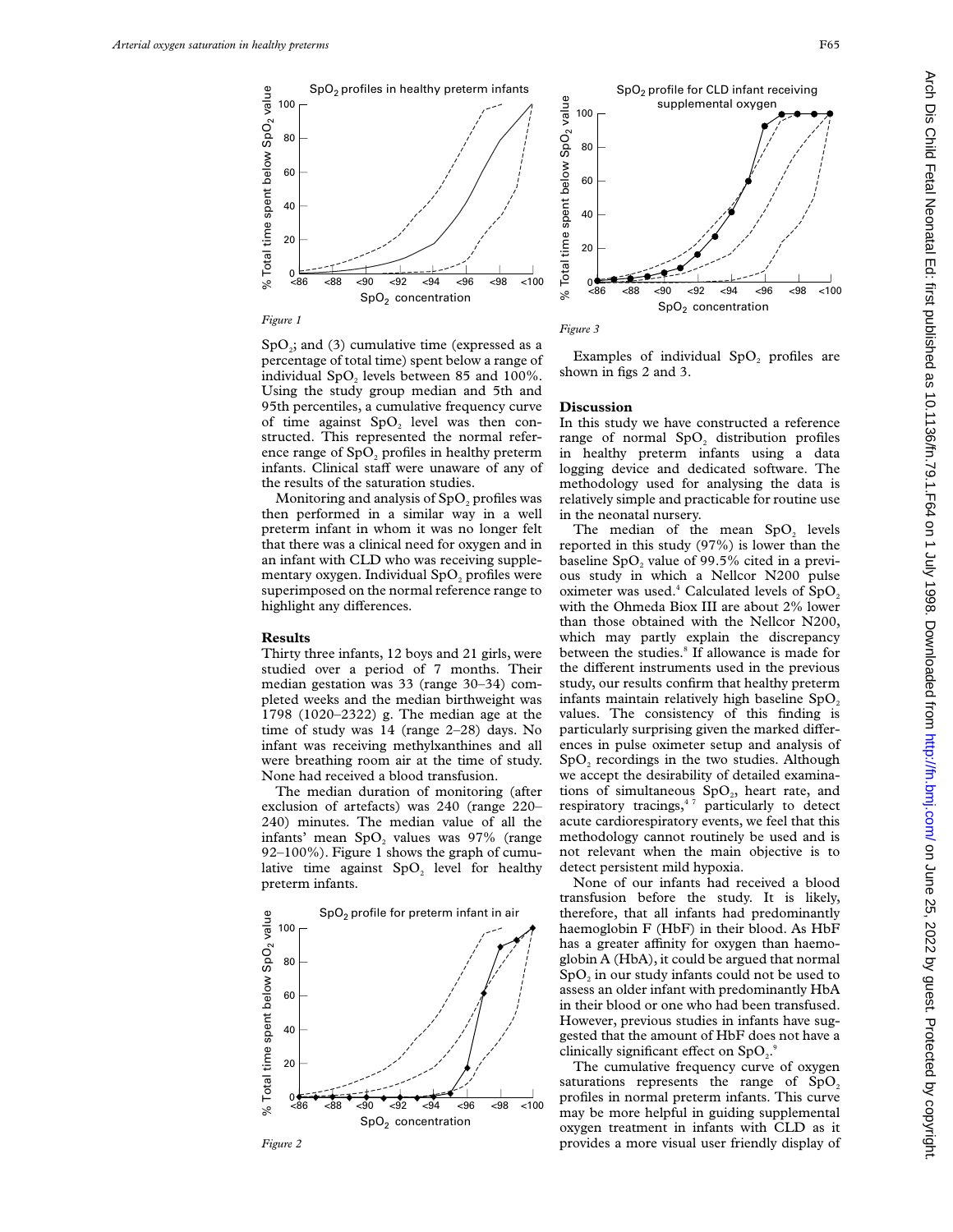*Figure 1*

$SpO_2$; and (3) cumulative time (expressed as a percentage of total time) spent below a range of individual $SpO_2$ levels between 85 and 100%. Using the study group median and 5th and 95th percentiles, a cumulative frequency curve of time against $SpO_2$ level was then constructed. This represented the normal reference range of $SpO_2$ profiles in healthy preterm infants. Clinical staff were unaware of any of the results of the saturation studies.

Monitoring and analysis of $SpO_2$ profiles was then performed in a similar way in a well preterm infant in whom it was no longer felt that there was a clinical need for oxygen and in an infant with CLD who was receiving supplementary oxygen. Individual $SpO_2$ profiles were superimposed on the normal reference range to highlight any differences.

## Results

Thirty three infants, 12 boys and 21 girls, were studied over a period of 7 months. Their median gestation was 33 (range 30–34) completed weeks and the median birthweight was 1798 (1020–2322) g. The median age at the time of study was 14 (range 2–28) days. No infant was receiving methylxanthines and all were breathing room air at the time of study. None had received a blood transfusion.

The median duration of monitoring (after exclusion of artefacts) was 240 (range 220–240) minutes. The median value of all the infants' mean $SpO_2$ values was 97% (range 92–100%). Figure 1 shows the graph of cumulative time against $SpO_2$ level for healthy preterm infants.

*Figure 2*

*Figure 3*

Examples of individual $SpO_2$ profiles are shown in figs 2 and 3.

## Discussion

In this study we have constructed a reference range of normal $SpO_2$ distribution profiles in healthy preterm infants using a data logging device and dedicated software. The methodology used for analysing the data is relatively simple and practicable for routine use in the neonatal nursery.

The median of the mean $SpO_2$ levels reported in this study (97%) is lower than the baseline $SpO_2$ value of 99.5% cited in a previous study in which a Nellcor N200 pulse oximeter was used.[4] Calculated levels of $SpO_2$ with the Ohmeda Biox III are about 2% lower than those obtained with the Nellcor N200, which may partly explain the discrepancy between the studies.[8] If allowance is made for the different instruments used in the previous study, our results confirm that healthy preterm infants maintain relatively high baseline $SpO_2$ values. The consistency of this finding is particularly surprising given the marked differences in pulse oximeter setup and analysis of $SpO_2$ recordings in the two studies. Although we accept the desirability of detailed examinations of simultaneous $SpO_2$, heart rate, and respiratory tracings,[4,7] particularly to detect acute cardiorespiratory events, we feel that this methodology cannot routinely be used and is not relevant when the main objective is to detect persistent mild hypoxia.

None of our infants had received a blood transfusion before the study. It is likely, therefore, that all infants had predominantly haemoglobin F (HbF) in their blood. As HbF has a greater affinity for oxygen than haemoglobin A (HbA), it could be argued that normal $SpO_2$ in our study infants could not be used to assess an older infant with predominantly HbA in their blood or one who had been transfused. However, previous studies in infants have suggested that the amount of HbF does not have a clinically significant effect on $SpO_2$.[9]

The cumulative frequency curve of oxygen saturations represents the range of $SpO_2$ profiles in normal preterm infants. This curve may be more helpful in guiding supplemental oxygen treatment in infants with CLD as it provides a more visual user friendly display of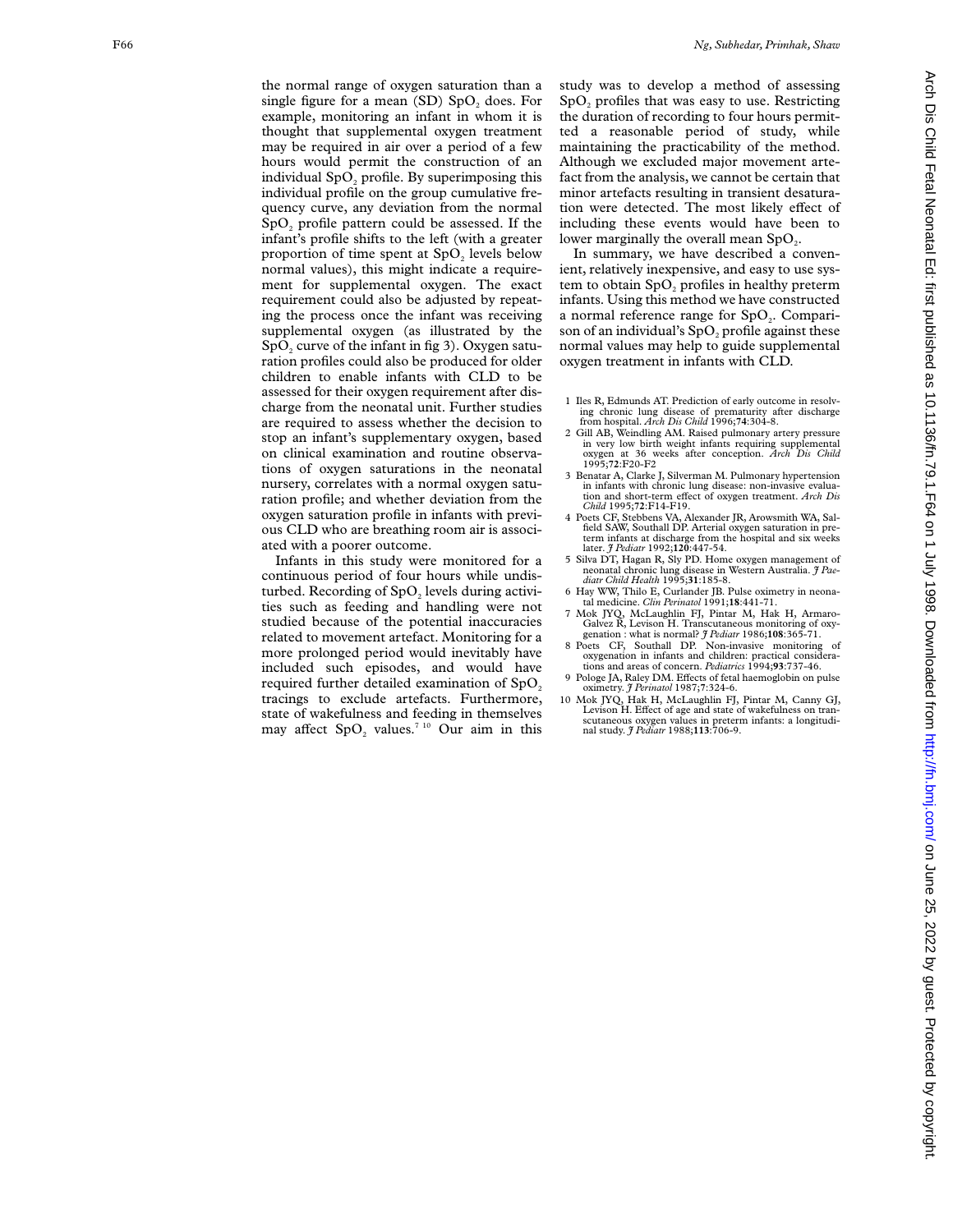the normal range of oxygen saturation than a single figure for a mean (SD) $SpO_2$ does. For example, monitoring an infant in whom it is thought that supplemental oxygen treatment may be required in air over a period of a few hours would permit the construction of an individual $SpO_2$ profile. By superimposing this individual profile on the group cumulative frequency curve, any deviation from the normal $SpO_2$ profile pattern could be assessed. If the infant's profile shifts to the left (with a greater proportion of time spent at $SpO_2$ levels below normal values), this might indicate a requirement for supplemental oxygen. The exact requirement could also be adjusted by repeating the process once the infant was receiving supplemental oxygen (as illustrated by the $SpO_2$ curve of the infant in fig 3). Oxygen saturation profiles could also be produced for older children to enable infants with CLD to be assessed for their oxygen requirement after discharge from the neonatal unit. Further studies are required to assess whether the decision to stop an infant's supplementary oxygen, based on clinical examination and routine observations of oxygen saturations in the neonatal nursery, correlates with a normal oxygen saturation profile; and whether deviation from the oxygen saturation profile in infants with previous CLD who are breathing room air is associated with a poorer outcome.

Infants in this study were monitored for a continuous period of four hours while undisturbed. Recording of $SpO_2$ levels during activities such as feeding and handling were not studied because of the potential inaccuracies related to movement artefact. Monitoring for a more prolonged period would inevitably have included such episodes, and would have required further detailed examination of $SpO_2$ tracings to exclude artefacts. Furthermore, state of wakefulness and feeding in themselves may affect $SpO_2$ values.[7 10] Our aim in this study was to develop a method of assessing $SpO_2$ profiles that was easy to use. Restricting the duration of recording to four hours permitted a reasonable period of study, while maintaining the practicability of the method. Although we excluded major movement artefact from the analysis, we cannot be certain that minor artefacts resulting in transient desaturation were detected. The most likely effect of including these events would have been to lower marginally the overall mean $SpO_2$.

In summary, we have described a convenient, relatively inexpensive, and easy to use system to obtain $SpO_2$ profiles in healthy preterm infants. Using this method we have constructed a normal reference range for $SpO_2$. Comparison of an individual's $SpO_2$ profile against these normal values may help to guide supplemental oxygen treatment in infants with CLD.

1. Iles R, Edmunds AT. Prediction of early outcome in resolving chronic lung disease of prematurity after discharge from hospital. *Arch Dis Child* 1996;**74**:304-8.
2. Gill AB, Weindling AM. Raised pulmonary artery pressure in very low birth weight infants requiring supplemental oxygen at 36 weeks after conception. *Arch Dis Child* 1995;**72**:F20-F2
3. Benatar A, Clarke J, Silverman M. Pulmonary hypertension in infants with chronic lung disease: non-invasive evaluation and short-term effect of oxygen treatment. *Arch Dis Child* 1995;**72**:F14-F19.
4. Poets CF, Stebbens VA, Alexander JR, Arowsmith WA, Salfield SAW, Southall DP. Arterial oxygen saturation in preterm infants at discharge from the hospital and six weeks later. *J Pediatr* 1992;**120**:447-54.
5. Silva DT, Hagan R, Sly PD. Home oxygen management of neonatal chronic lung disease in Western Australia. *J Paediatr Child Health* 1995;**31**:185-8.
6. Hay WW, Thilo E, Curlander JB. Pulse oximetry in neonatal medicine. *Clin Perinatol* 1991;**18**:441-71.
7. Mok JYQ, McLaughlin FJ, Pintar M, Hak H, Armaro-Galvez R, Levison H. Transcutaneous monitoring of oxygenation : what is normal? *J Pediatr* 1986;**108**:365-71.
8. Poets CF, Southall DP. Non-invasive monitoring of oxygenation in infants and children: practical considerations and areas of concern. *Pediatrics* 1994;**93**:737-46.
9. Pologe JA, Raley DM. Effects of fetal haemoglobin on pulse oximetry. *J Perinatol* 1987;**7**:324-6.
10. Mok JYQ, Hak H, McLaughlin FJ, Pintar M, Canny GJ, Levison H. Effect of age and state of wakefulness on transcutaneous oxygen values in preterm infants: a longitudinal study. *J Pediatr* 1988;**113**:706-9.